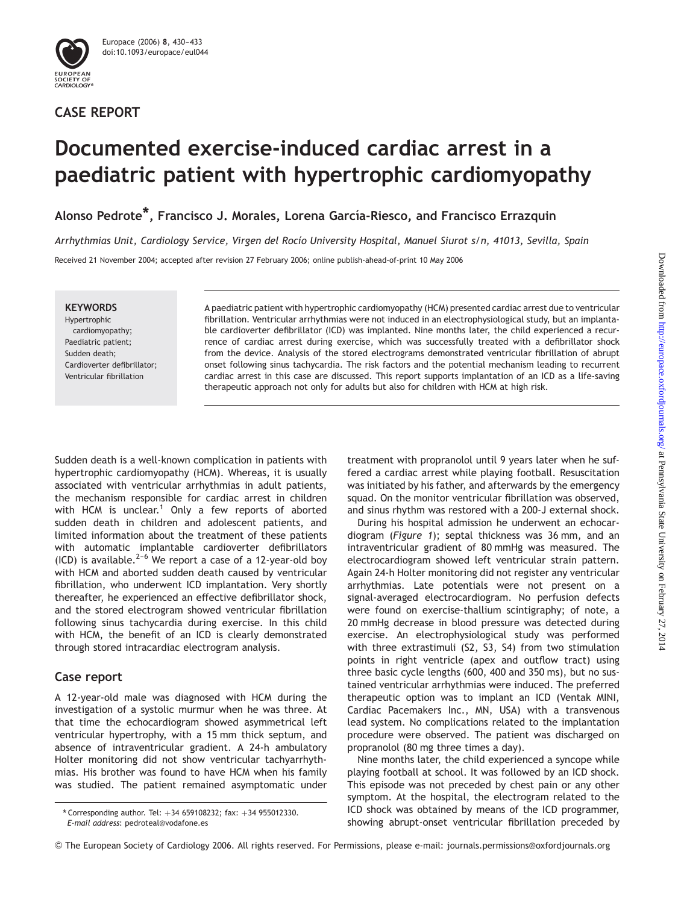## CASE REPORT

# Documented exercise-induced cardiac arrest in a paediatric patient with hypertrophic cardiomyopathy

**Alonso Pedrote\*, Francisco J. Morales, Lorena García-Riesco, and Francisco Errazquin**

*Arrhythmias Unit, Cardiology Service, Virgen del Rocío University Hospital, Manuel Siurot s/n, 41013, Sevilla, Spain*

Received 21 November 2004; accepted after revision 27 February 2006; online publish-ahead-of-print 10 May 2006

**KEYWORDS**
Hypertrophic cardiomyopathy;
Paediatric patient;
Sudden death;
Cardioverter defibrillator;
Ventricular fibrillation

A paediatric patient with hypertrophic cardiomyopathy (HCM) presented cardiac arrest due to ventricular fibrillation. Ventricular arrhythmias were not induced in an electrophysiological study, but an implantable cardioverter defibrillator (ICD) was implanted. Nine months later, the child experienced a recurrence of cardiac arrest during exercise, which was successfully treated with a defibrillator shock from the device. Analysis of the stored electrograms demonstrated ventricular fibrillation of abrupt onset following sinus tachycardia. The risk factors and the potential mechanism leading to recurrent cardiac arrest in this case are discussed. This report supports implantation of an ICD as a life-saving therapeutic approach not only for adults but also for children with HCM at high risk.

Sudden death is a well-known complication in patients with hypertrophic cardiomyopathy (HCM). Whereas, it is usually associated with ventricular arrhythmias in adult patients, the mechanism responsible for cardiac arrest in children with HCM is unclear.[1] Only a few reports of aborted sudden death in children and adolescent patients, and limited information about the treatment of these patients with automatic implantable cardioverter defibrillators (ICD) is available.[2–6] We report a case of a 12-year-old boy with HCM and aborted sudden death caused by ventricular fibrillation, who underwent ICD implantation. Very shortly thereafter, he experienced an effective defibrillator shock, and the stored electrogram showed ventricular fibrillation following sinus tachycardia during exercise. In this child with HCM, the benefit of an ICD is clearly demonstrated through stored intracardiac electrogram analysis.

## Case report

A 12-year-old male was diagnosed with HCM during the investigation of a systolic murmur when he was three. At that time the echocardiogram showed asymmetrical left ventricular hypertrophy, with a 15 mm thick septum, and absence of intraventricular gradient. A 24-h ambulatory Holter monitoring did not show ventricular tachyarrhythmias. His brother was found to have HCM when his family was studied. The patient remained asymptomatic under treatment with propranolol until 9 years later when he suffered a cardiac arrest while playing football. Resuscitation was initiated by his father, and afterwards by the emergency squad. On the monitor ventricular fibrillation was observed, and sinus rhythm was restored with a 200-J external shock.

During his hospital admission he underwent an echocardiogram (*Figure 1*); septal thickness was 36 mm, and an intraventricular gradient of 80 mmHg was measured. The electrocardiogram showed left ventricular strain pattern. Again 24-h Holter monitoring did not register any ventricular arrhythmias. Late potentials were not present on a signal-averaged electrocardiogram. No perfusion defects were found on exercise-thallium scintigraphy; of note, a 20 mmHg decrease in blood pressure was detected during exercise. An electrophysiological study was performed with three extrastimuli (S2, S3, S4) from two stimulation points in right ventricle (apex and outflow tract) using three basic cycle lengths (600, 400 and 350 ms), but no sustained ventricular arrhythmias were induced. The preferred therapeutic option was to implant an ICD (Ventak MINI, Cardiac Pacemakers Inc., MN, USA) with a transvenous lead system. No complications related to the implantation procedure were observed. The patient was discharged on propranolol (80 mg three times a day).

Nine months later, the child experienced a syncope while playing football at school. It was followed by an ICD shock. This episode was not preceded by chest pain or any other symptom. At the hospital, the electrogram related to the ICD shock was obtained by means of the ICD programmer, showing abrupt-onset ventricular fibrillation preceded by

\*Corresponding author. Tel: +34 659108232; fax: +34 955012330.
*E-mail address*: pedroteal@vodafone.es

© The European Society of Cardiology 2006. All rights reserved. For Permissions, please e-mail: journals.permissions@oxfordjournals.org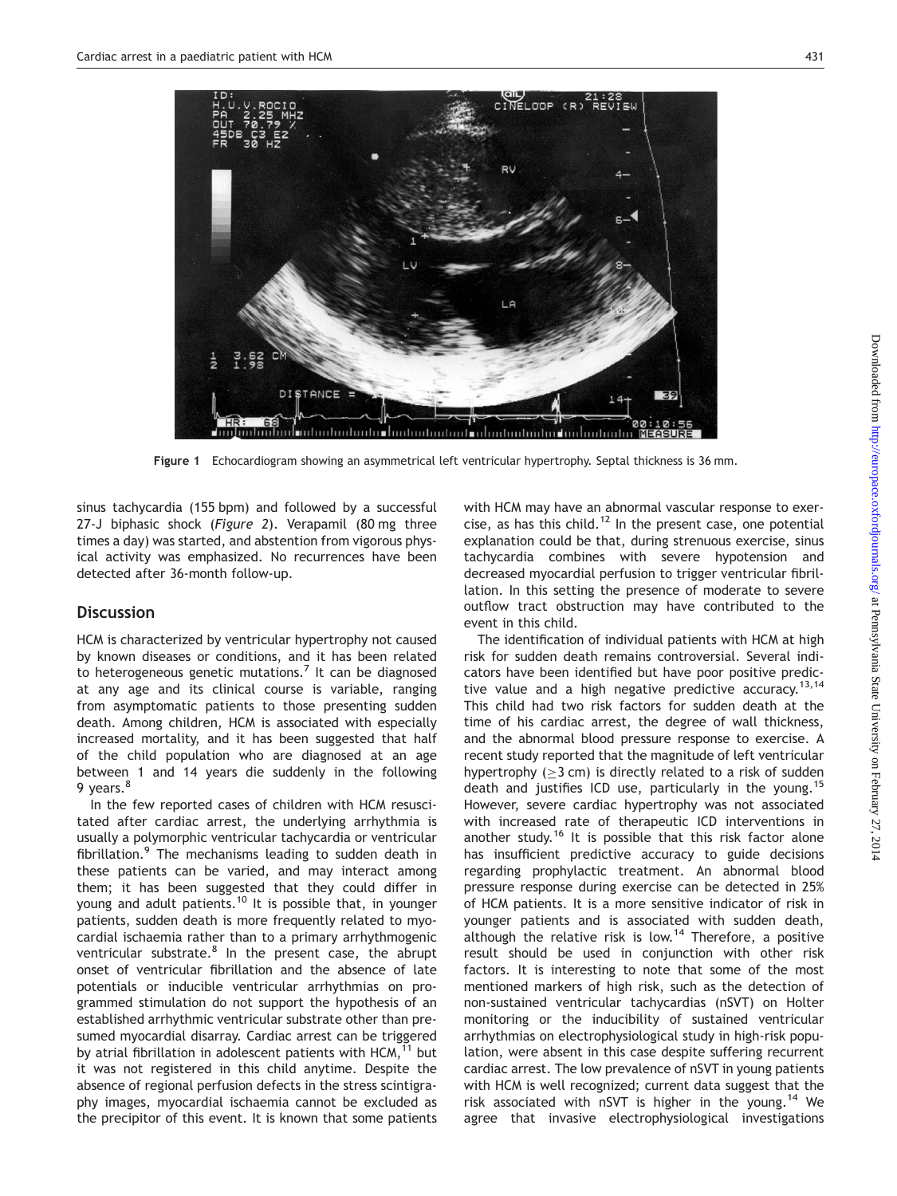Figure 1 Echocardiogram showing an asymmetrical left ventricular hypertrophy. Septal thickness is 36 mm.

sinus tachycardia (155 bpm) and followed by a successful 27-J biphasic shock (*Figure 2*). Verapamil (80 mg three times a day) was started, and abstention from vigorous physical activity was emphasized. No recurrences have been detected after 36-month follow-up.

## Discussion

HCM is characterized by ventricular hypertrophy not caused by known diseases or conditions, and it has been related to heterogeneous genetic mutations.[7] It can be diagnosed at any age and its clinical course is variable, ranging from asymptomatic patients to those presenting sudden death. Among children, HCM is associated with especially increased mortality, and it has been suggested that half of the child population who are diagnosed at an age between 1 and 14 years die suddenly in the following 9 years.[8]

In the few reported cases of children with HCM resuscitated after cardiac arrest, the underlying arrhythmia is usually a polymorphic ventricular tachycardia or ventricular fibrillation.[9] The mechanisms leading to sudden death in these patients can be varied, and may interact among them; it has been suggested that they could differ in young and adult patients.[10] It is possible that, in younger patients, sudden death is more frequently related to myocardial ischaemia rather than to a primary arrhythmogenic ventricular substrate.[8] In the present case, the abrupt onset of ventricular fibrillation and the absence of late potentials or inducible ventricular arrhythmias on programmed stimulation do not support the hypothesis of an established arrhythmic ventricular substrate other than presumed myocardial disarray. Cardiac arrest can be triggered by atrial fibrillation in adolescent patients with HCM,[11] but it was not registered in this child anytime. Despite the absence of regional perfusion defects in the stress scintigraphy images, myocardial ischaemia cannot be excluded as the precipitor of this event. It is known that some patients with HCM may have an abnormal vascular response to exercise, as has this child.[12] In the present case, one potential explanation could be that, during strenuous exercise, sinus tachycardia combines with severe hypotension and decreased myocardial perfusion to trigger ventricular fibrillation. In this setting the presence of moderate to severe outflow tract obstruction may have contributed to the event in this child.

The identification of individual patients with HCM at high risk for sudden death remains controversial. Several indicators have been identified but have poor positive predictive value and a high negative predictive accuracy.[13,14] This child had two risk factors for sudden death at the time of his cardiac arrest, the degree of wall thickness, and the abnormal blood pressure response to exercise. A recent study reported that the magnitude of left ventricular hypertrophy ($\geq$3 cm) is directly related to a risk of sudden death and justifies ICD use, particularly in the young.[15] However, severe cardiac hypertrophy was not associated with increased rate of therapeutic ICD interventions in another study.[16] It is possible that this risk factor alone has insufficient predictive accuracy to guide decisions regarding prophylactic treatment. An abnormal blood pressure response during exercise can be detected in 25% of HCM patients. It is a more sensitive indicator of risk in younger patients and is associated with sudden death, although the relative risk is low.[14] Therefore, a positive result should be used in conjunction with other risk factors. It is interesting to note that some of the most mentioned markers of high risk, such as the detection of non-sustained ventricular tachycardias (nSVT) on Holter monitoring or the inducibility of sustained ventricular arrhythmias on electrophysiological study in high-risk population, were absent in this case despite suffering recurrent cardiac arrest. The low prevalence of nSVT in young patients with HCM is well recognized; current data suggest that the risk associated with nSVT is higher in the young.[14] We agree that invasive electrophysiological investigations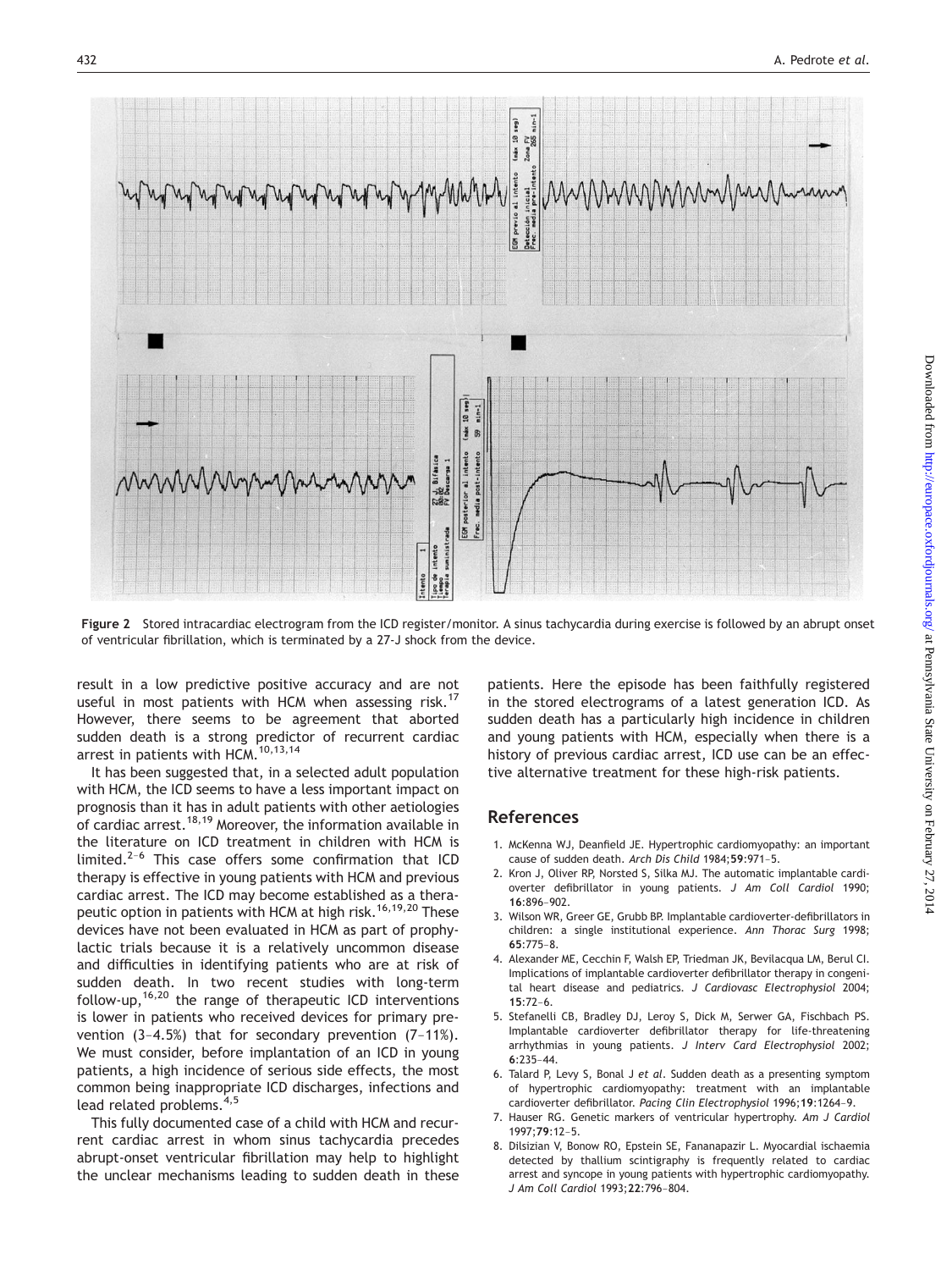Figure 2 Stored intracardiac electrogram from the ICD register/monitor. A sinus tachycardia during exercise is followed by an abrupt onset of ventricular fibrillation, which is terminated by a 27-J shock from the device.

result in a low predictive positive accuracy and are not useful in most patients with HCM when assessing risk.[17] However, there seems to be agreement that aborted sudden death is a strong predictor of recurrent cardiac arrest in patients with HCM.[10,13,14]

It has been suggested that, in a selected adult population with HCM, the ICD seems to have a less important impact on prognosis than it has in adult patients with other aetiologies of cardiac arrest.[18,19] Moreover, the information available in the literature on ICD treatment in children with HCM is limited.[2–6] This case offers some confirmation that ICD therapy is effective in young patients with HCM and previous cardiac arrest. The ICD may become established as a therapeutic option in patients with HCM at high risk.[16,19,20] These devices have not been evaluated in HCM as part of prophylactic trials because it is a relatively uncommon disease and difficulties in identifying patients who are at risk of sudden death. In two recent studies with long-term follow-up,[16,20] the range of therapeutic ICD interventions is lower in patients who received devices for primary prevention (3–4.5%) that for secondary prevention (7–11%). We must consider, before implantation of an ICD in young patients, a high incidence of serious side effects, the most common being inappropriate ICD discharges, infections and lead related problems.[4,5]

This fully documented case of a child with HCM and recurrent cardiac arrest in whom sinus tachycardia precedes abrupt-onset ventricular fibrillation may help to highlight the unclear mechanisms leading to sudden death in these patients. Here the episode has been faithfully registered in the stored electrograms of a latest generation ICD. As sudden death has a particularly high incidence in children and young patients with HCM, especially when there is a history of previous cardiac arrest, ICD use can be an effective alternative treatment for these high-risk patients.

## References

1. McKenna WJ, Deanfield JE. Hypertrophic cardiomyopathy: an important cause of sudden death. *Arch Dis Child* 1984;**59**:971–5.
2. Kron J, Oliver RP, Norsted S, Silka MJ. The automatic implantable cardioverter defibrillator in young patients. *J Am Coll Cardiol* 1990; **16**:896–902.
3. Wilson WR, Greer GE, Grubb BP. Implantable cardioverter-defibrillators in children: a single institutional experience. *Ann Thorac Surg* 1998; **65**:775–8.
4. Alexander ME, Cecchin F, Walsh EP, Triedman JK, Bevilacqua LM, Berul CI. Implications of implantable cardioverter defibrillator therapy in congenital heart disease and pediatrics. *J Cardiovasc Electrophysiol* 2004; **15**:72–6.
5. Stefanelli CB, Bradley DJ, Leroy S, Dick M, Serwer GA, Fischbach PS. Implantable cardioverter defibrillator therapy for life-threatening arrhythmias in young patients. *J Interv Card Electrophysiol* 2002; **6**:235–44.
6. Talard P, Levy S, Bonal J *et al*. Sudden death as a presenting symptom of hypertrophic cardiomyopathy: treatment with an implantable cardioverter defibrillator. *Pacing Clin Electrophysiol* 1996;**19**:1264–9.
7. Hauser RG. Genetic markers of ventricular hypertrophy. *Am J Cardiol* 1997;**79**:12–5.
8. Dilsizian V, Bonow RO, Epstein SE, Fananapazir L. Myocardial ischaemia detected by thallium scintigraphy is frequently related to cardiac arrest and syncope in young patients with hypertrophic cardiomyopathy. *J Am Coll Cardiol* 1993;**22**:796–804.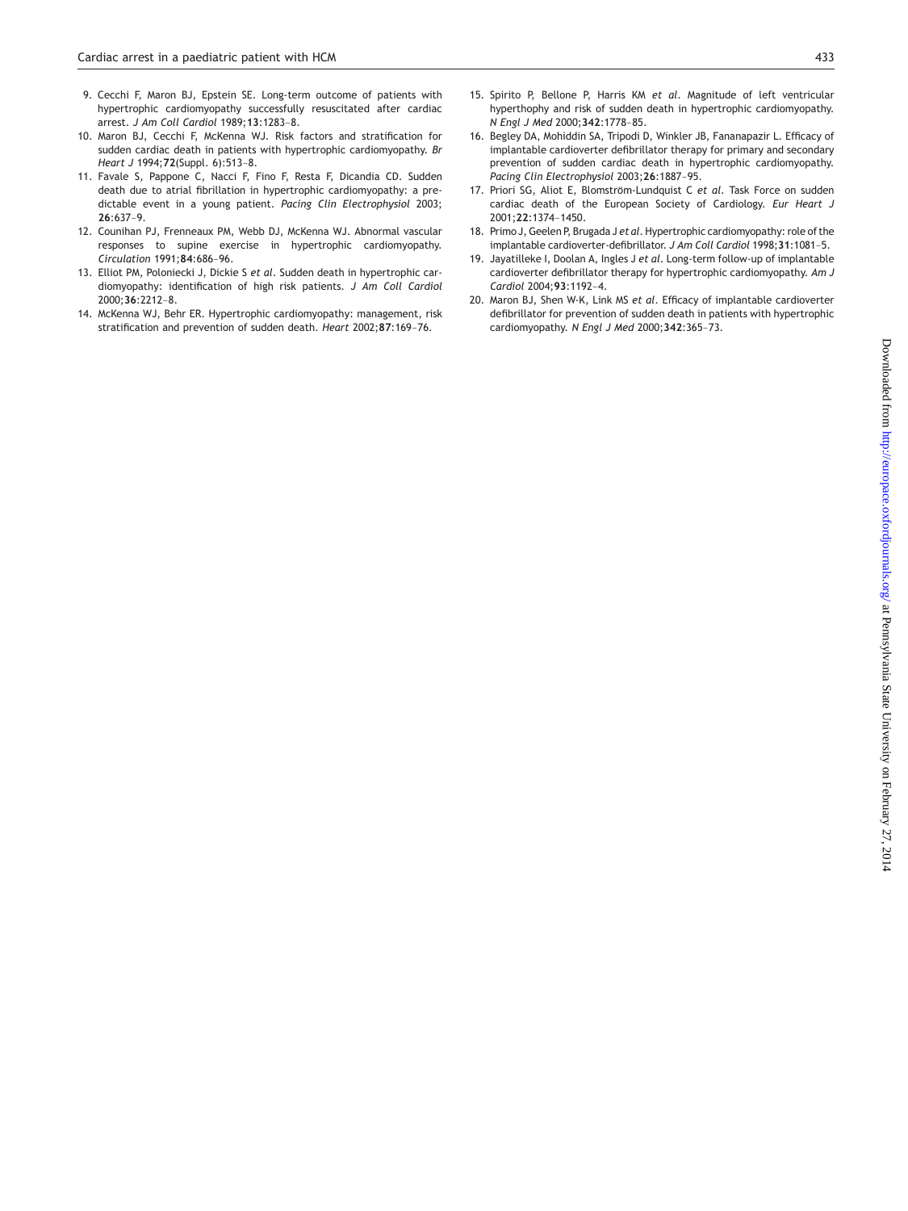9. Cecchi F, Maron BJ, Epstein SE. Long-term outcome of patients with hypertrophic cardiomyopathy successfully resuscitated after cardiac arrest. *J Am Coll Cardiol* 1989;**13**:1283–8.
10. Maron BJ, Cecchi F, McKenna WJ. Risk factors and stratification for sudden cardiac death in patients with hypertrophic cardiomyopathy. *Br Heart J* 1994;**72**(Suppl. 6):513–8.
11. Favale S, Pappone C, Nacci F, Fino F, Resta F, Dicandia CD. Sudden death due to atrial fibrillation in hypertrophic cardiomyopathy: a predictable event in a young patient. *Pacing Clin Electrophysiol* 2003; **26**:637–9.
12. Counihan PJ, Frenneaux PM, Webb DJ, McKenna WJ. Abnormal vascular responses to supine exercise in hypertrophic cardiomyopathy. *Circulation* 1991;**84**:686–96.
13. Elliot PM, Poloniecki J, Dickie S *et al*. Sudden death in hypertrophic cardiomyopathy: identification of high risk patients. *J Am Coll Cardiol* 2000;**36**:2212–8.
14. McKenna WJ, Behr ER. Hypertrophic cardiomyopathy: management, risk stratification and prevention of sudden death. *Heart* 2002;**87**:169–76.
15. Spirito P, Bellone P, Harris KM *et al*. Magnitude of left ventricular hyperthophy and risk of sudden death in hypertrophic cardiomyopathy. *N Engl J Med* 2000;**342**:1778–85.
16. Begley DA, Mohiddin SA, Tripodi D, Winkler JB, Fananapazir L. Efficacy of implantable cardioverter defibrillator therapy for primary and secondary prevention of sudden cardiac death in hypertrophic cardiomyopathy. *Pacing Clin Electrophysiol* 2003;**26**:1887–95.
17. Priori SG, Aliot E, Blomström-Lundquist C *et al*. Task Force on sudden cardiac death of the European Society of Cardiology. *Eur Heart J* 2001;**22**:1374–1450.
18. Primo J, Geelen P, Brugada J *et al*. Hypertrophic cardiomyopathy: role of the implantable cardioverter-defibrillator. *J Am Coll Cardiol* 1998;**31**:1081–5.
19. Jayatilleke I, Doolan A, Ingles J *et al*. Long-term follow-up of implantable cardioverter defibrillator therapy for hypertrophic cardiomyopathy. *Am J Cardiol* 2004;**93**:1192–4.
20. Maron BJ, Shen W-K, Link MS *et al*. Efficacy of implantable cardioverter defibrillator for prevention of sudden death in patients with hypertrophic cardiomyopathy. *N Engl J Med* 2000;**342**:365–73.